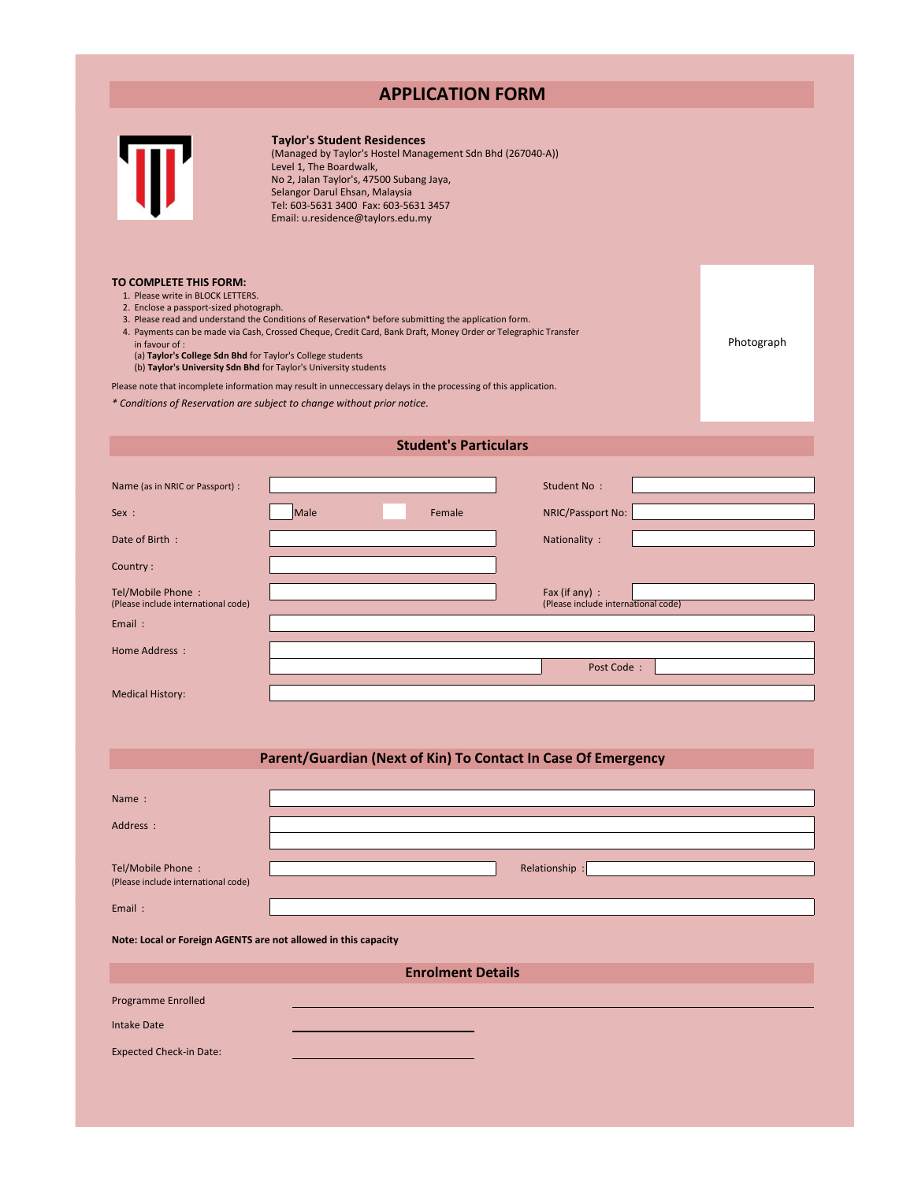# APPLICATION FORM

**Taylor's Student Residences**
(Managed by Taylor's Hostel Management Sdn Bhd (267040-A))
Level 1, The Boardwalk,
No 2, Jalan Taylor's, 47500 Subang Jaya,
Selangor Darul Ehsan, Malaysia
Tel: 603-5631 3400 Fax: 603-5631 3457
Email: u.residence@taylors.edu.my

**TO COMPLETE THIS FORM:**

1. Please write in BLOCK LETTERS.
2. Enclose a passport-sized photograph.
3. Please read and understand the Conditions of Reservation* before submitting the application form.
4. Payments can be made via Cash, Crossed Cheque, Credit Card, Bank Draft, Money Order or Telegraphic Transfer in favour of :
   (a) **Taylor's College Sdn Bhd** for Taylor's College students
   (b) **Taylor's University Sdn Bhd** for Taylor's University students

Please note that incomplete information may result in unneccessary delays in the processing of this application.

*\* Conditions of Reservation are subject to change without prior notice.*

Photograph

## Student's Particulars

Name (as in NRIC or Passport) : ____________________ Student No : ____________________

Sex : ☐ Male ☐ Female NRIC/Passport No: ____________________

Date of Birth : ____________________ Nationality : ____________________

Country : ____________________

Tel/Mobile Phone : ____________________
(Please include international code)

Fax (if any) : ____________________
(Please include international code)

Email : ____________________

Home Address : ____________________
____________________ Post Code : ____________________

Medical History: ____________________

## Parent/Guardian (Next of Kin) To Contact In Case Of Emergency

Name : ____________________

Address : ____________________
____________________

Tel/Mobile Phone : ____________________ Relationship : ____________________
(Please include international code)

Email : ____________________

**Note: Local or Foreign AGENTS are not allowed in this capacity**

## Enrolment Details

Programme Enrolled ____________________

Intake Date ____________________

Expected Check-in Date: ____________________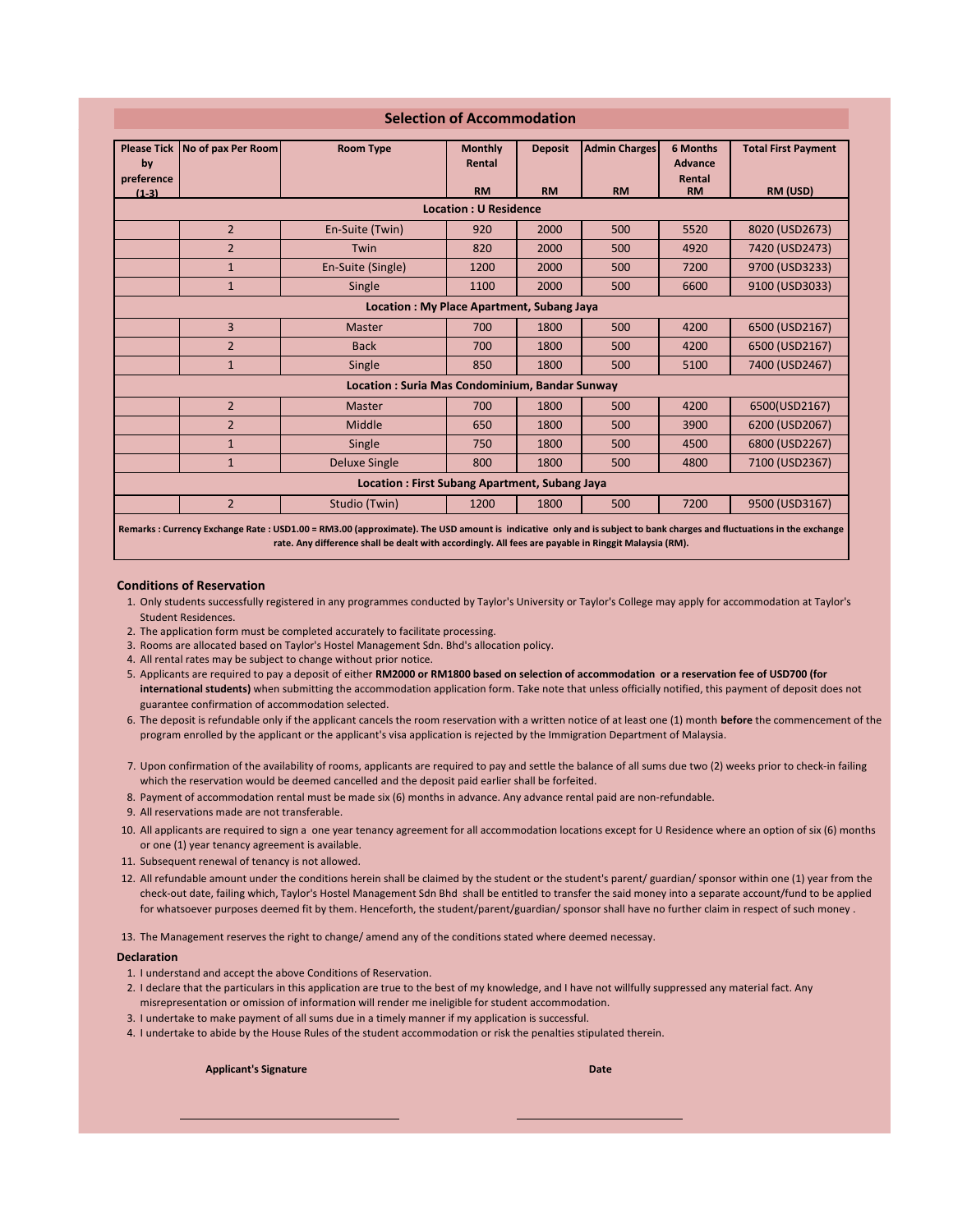## Selection of Accommodation

| Please Tick by preference (1-3) | No of pax Per Room | Room Type | Monthly Rental RM | Deposit RM | Admin Charges RM | 6 Months Advance Rental RM | Total First Payment RM (USD) |
|---|---|---|---|---|---|---|---|
| **Location : U Residence** | | | | | | | |
| | 2 | En-Suite (Twin) | 920 | 2000 | 500 | 5520 | 8020 (USD2673) |
| | 2 | Twin | 820 | 2000 | 500 | 4920 | 7420 (USD2473) |
| | 1 | En-Suite (Single) | 1200 | 2000 | 500 | 7200 | 9700 (USD3233) |
| | 1 | Single | 1100 | 2000 | 500 | 6600 | 9100 (USD3033) |
| **Location : My Place Apartment, Subang Jaya** | | | | | | | |
| | 3 | Master | 700 | 1800 | 500 | 4200 | 6500 (USD2167) |
| | 2 | Back | 700 | 1800 | 500 | 4200 | 6500 (USD2167) |
| | 1 | Single | 850 | 1800 | 500 | 5100 | 7400 (USD2467) |
| **Location : Suria Mas Condominium, Bandar Sunway** | | | | | | | |
| | 2 | Master | 700 | 1800 | 500 | 4200 | 6500(USD2167) |
| | 2 | Middle | 650 | 1800 | 500 | 3900 | 6200 (USD2067) |
| | 1 | Single | 750 | 1800 | 500 | 4500 | 6800 (USD2267) |
| | 1 | Deluxe Single | 800 | 1800 | 500 | 4800 | 7100 (USD2367) |
| **Location : First Subang Apartment, Subang Jaya** | | | | | | | |
| | 2 | Studio (Twin) | 1200 | 1800 | 500 | 7200 | 9500 (USD3167) |

**Remarks : Currency Exchange Rate : USD1.00 = RM3.00 (approximate). The USD amount is indicative only and is subject to bank charges and fluctuations in the exchange rate. Any difference shall be dealt with accordingly. All fees are payable in Ringgit Malaysia (RM).**

### Conditions of Reservation

1. Only students successfully registered in any programmes conducted by Taylor's University or Taylor's College may apply for accommodation at Taylor's Student Residences.
2. The application form must be completed accurately to facilitate processing.
3. Rooms are allocated based on Taylor's Hostel Management Sdn. Bhd's allocation policy.
4. All rental rates may be subject to change without prior notice.
5. Applicants are required to pay a deposit of either **RM2000 or RM1800 based on selection of accommodation or a reservation fee of USD700 (for international students)** when submitting the accommodation application form. Take note that unless officially notified, this payment of deposit does not guarantee confirmation of accommodation selected.
6. The deposit is refundable only if the applicant cancels the room reservation with a written notice of at least one (1) month **before** the commencement of the program enrolled by the applicant or the applicant's visa application is rejected by the Immigration Department of Malaysia.
7. Upon confirmation of the availability of rooms, applicants are required to pay and settle the balance of all sums due two (2) weeks prior to check-in failing which the reservation would be deemed cancelled and the deposit paid earlier shall be forfeited.
8. Payment of accommodation rental must be made six (6) months in advance. Any advance rental paid are non-refundable.
9. All reservations made are not transferable.
10. All applicants are required to sign a one year tenancy agreement for all accommodation locations except for U Residence where an option of six (6) months or one (1) year tenancy agreement is available.
11. Subsequent renewal of tenancy is not allowed.
12. All refundable amount under the conditions herein shall be claimed by the student or the student's parent/ guardian/ sponsor within one (1) year from the check-out date, failing which, Taylor's Hostel Management Sdn Bhd shall be entitled to transfer the said money into a separate account/fund to be applied for whatsoever purposes deemed fit by them. Henceforth, the student/parent/guardian/ sponsor shall have no further claim in respect of such money .
13. The Management reserves the right to change/ amend any of the conditions stated where deemed necessay.

### Declaration

1. I understand and accept the above Conditions of Reservation.
2. I declare that the particulars in this application are true to the best of my knowledge, and I have not willfully suppressed any material fact. Any misrepresentation or omission of information will render me ineligible for student accommodation.
3. I undertake to make payment of all sums due in a timely manner if my application is successful.
4. I undertake to abide by the House Rules of the student accommodation or risk the penalties stipulated therein.

**Applicant's Signature** ______________________

**Date** ______________________